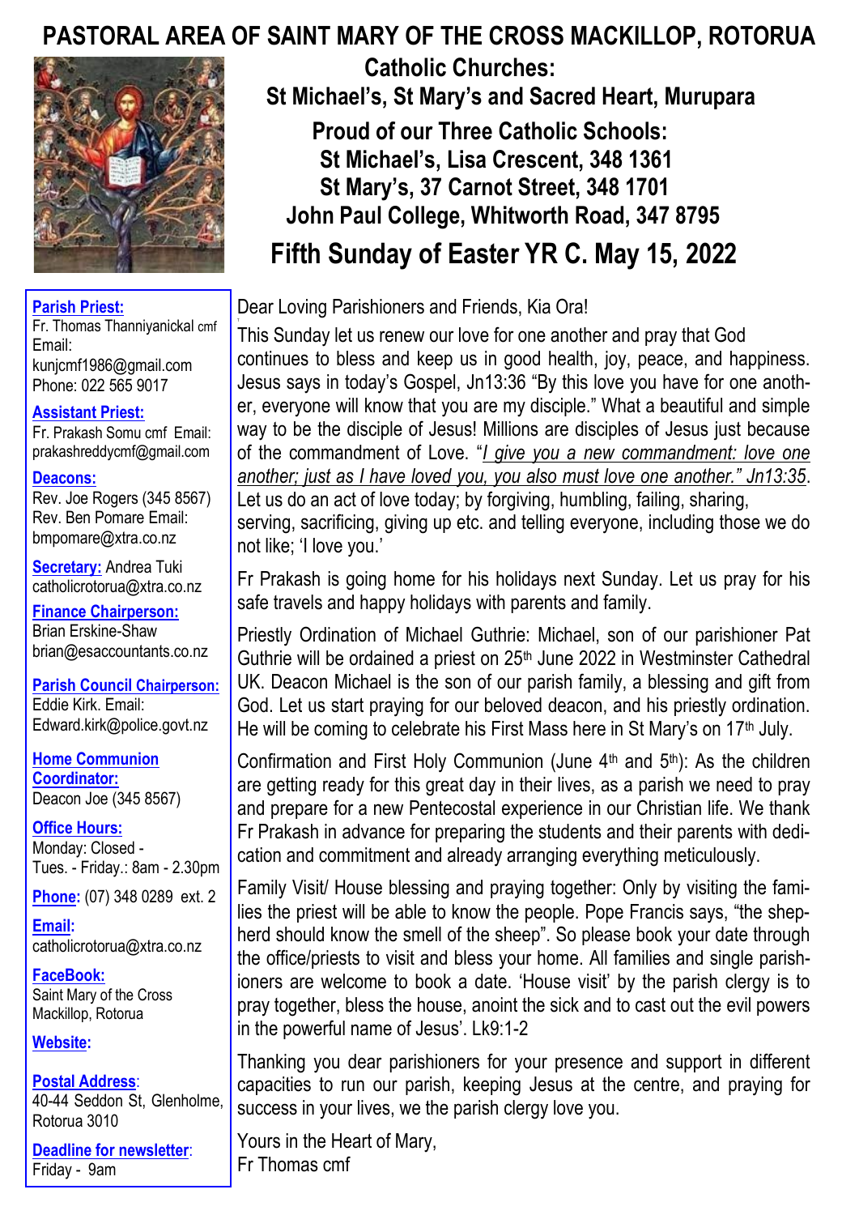# PASTORAL AREA OF SAINT MARY OF THE CROSS MACKILLOP, ROTORUA

**Catholic Churches:**
**St Michael's, St Mary's and Sacred Heart, Murupara**

**Proud of our Three Catholic Schools:**
**St Michael's, Lisa Crescent, 348 1361**
**St Mary's, 37 Carnot Street, 348 1701**
**John Paul College, Whitworth Road, 347 8795**

## Fifth Sunday of Easter YR C. May 15, 2022

**Parish Priest:**
Fr. Thomas Thanniyanickal cmf
Email:
kunjcmf1986@gmail.com
Phone: 022 565 9017

**Assistant Priest:**
Fr. Prakash Somu cmf Email:
prakashreddycmf@gmail.com

**Deacons:**
Rev. Joe Rogers (345 8567)
Rev. Ben Pomare Email:
bmpomare@xtra.co.nz

**Secretary:** Andrea Tuki
catholicrotorua@xtra.co.nz

**Finance Chairperson:**
Brian Erskine-Shaw
brian@esaccountants.co.nz

**Parish Council Chairperson:**
Eddie Kirk. Email:
Edward.kirk@police.govt.nz

**Home Communion Coordinator:**
Deacon Joe (345 8567)

**Office Hours:**
Monday: Closed -
Tues. - Friday.: 8am - 2.30pm

**Phone:** (07) 348 0289 ext. 2

**Email:**
catholicrotorua@xtra.co.nz

**FaceBook:**
Saint Mary of the Cross Mackillop, Rotorua

**Website:**

**Postal Address:**
40-44 Seddon St, Glenholme, Rotorua 3010

**Deadline for newsletter:**
Friday - 9am

Dear Loving Parishioners and Friends, Kia Ora!

This Sunday let us renew our love for one another and pray that God continues to bless and keep us in good health, joy, peace, and happiness. Jesus says in today's Gospel, Jn13:36 "By this love you have for one another, everyone will know that you are my disciple." What a beautiful and simple way to be the disciple of Jesus! Millions are disciples of Jesus just because of the commandment of Love. "*I give you a new commandment: love one another; just as I have loved you, you also must love one another." Jn13:35*. Let us do an act of love today; by forgiving, humbling, failing, sharing, serving, sacrificing, giving up etc. and telling everyone, including those we do not like; 'I love you.'

Fr Prakash is going home for his holidays next Sunday. Let us pray for his safe travels and happy holidays with parents and family.

Priestly Ordination of Michael Guthrie: Michael, son of our parishioner Pat Guthrie will be ordained a priest on 25th June 2022 in Westminster Cathedral UK. Deacon Michael is the son of our parish family, a blessing and gift from God. Let us start praying for our beloved deacon, and his priestly ordination. He will be coming to celebrate his First Mass here in St Mary's on 17th July.

Confirmation and First Holy Communion (June 4th and 5th): As the children are getting ready for this great day in their lives, as a parish we need to pray and prepare for a new Pentecostal experience in our Christian life. We thank Fr Prakash in advance for preparing the students and their parents with dedication and commitment and already arranging everything meticulously.

Family Visit/ House blessing and praying together: Only by visiting the families the priest will be able to know the people. Pope Francis says, "the shepherd should know the smell of the sheep". So please book your date through the office/priests to visit and bless your home. All families and single parishioners are welcome to book a date. 'House visit' by the parish clergy is to pray together, bless the house, anoint the sick and to cast out the evil powers in the powerful name of Jesus'. Lk9:1-2

Thanking you dear parishioners for your presence and support in different capacities to run our parish, keeping Jesus at the centre, and praying for success in your lives, we the parish clergy love you.

Yours in the Heart of Mary,
Fr Thomas cmf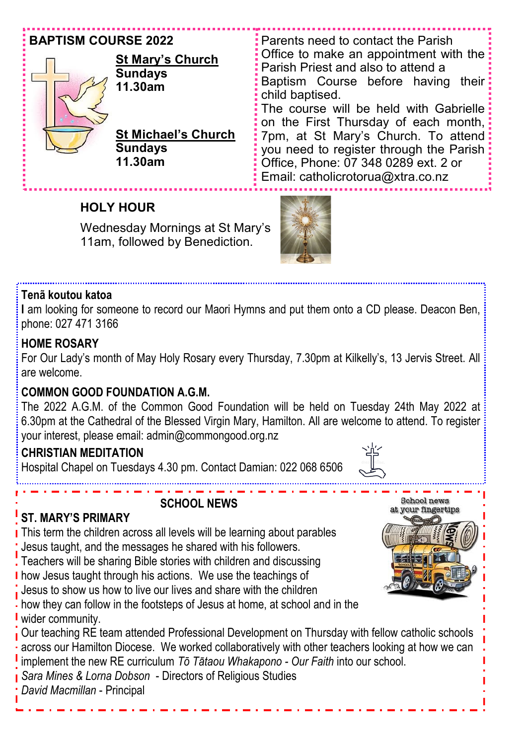## BAPTISM COURSE 2022

**St Mary's Church**
**Sundays**
**11.30am**

**St Michael's Church**
**Sundays**
**11.30am**

Parents need to contact the Parish Office to make an appointment with the Parish Priest and also to attend a Baptism Course before having their child baptised.

The course will be held with Gabrielle on the First Thursday of each month, 7pm, at St Mary's Church. To attend you need to register through the Parish Office, Phone: 07 348 0289 ext. 2 or Email: catholicrotorua@xtra.co.nz

## HOLY HOUR

Wednesday Mornings at St Mary's
11am, followed by Benediction.

**Tenã koutou katoa**

I am looking for someone to record our Maori Hymns and put them onto a CD please. Deacon Ben, phone: 027 471 3166

**HOME ROSARY**

For Our Lady's month of May Holy Rosary every Thursday, 7.30pm at Kilkelly's, 13 Jervis Street. All are welcome.

**COMMON GOOD FOUNDATION A.G.M.**

The 2022 A.G.M. of the Common Good Foundation will be held on Tuesday 24th May 2022 at 6.30pm at the Cathedral of the Blessed Virgin Mary, Hamilton. All are welcome to attend. To register your interest, please email: admin@commongood.org.nz

**CHRISTIAN MEDITATION**

Hospital Chapel on Tuesdays 4.30 pm. Contact Damian: 022 068 6506

## SCHOOL NEWS

**ST. MARY'S PRIMARY**

This term the children across all levels will be learning about parables Jesus taught, and the messages he shared with his followers.
Teachers will be sharing Bible stories with children and discussing how Jesus taught through his actions. We use the teachings of Jesus to show us how to live our lives and share with the children how they can follow in the footsteps of Jesus at home, at school and in the wider community.
Our teaching RE team attended Professional Development on Thursday with fellow catholic schools across our Hamilton Diocese. We worked collaboratively with other teachers looking at how we can implement the new RE curriculum *Tō Tātaou Whakapono - Our Faith* into our school.
*Sara Mines & Lorna Dobson* - Directors of Religious Studies
*David Macmillan* - Principal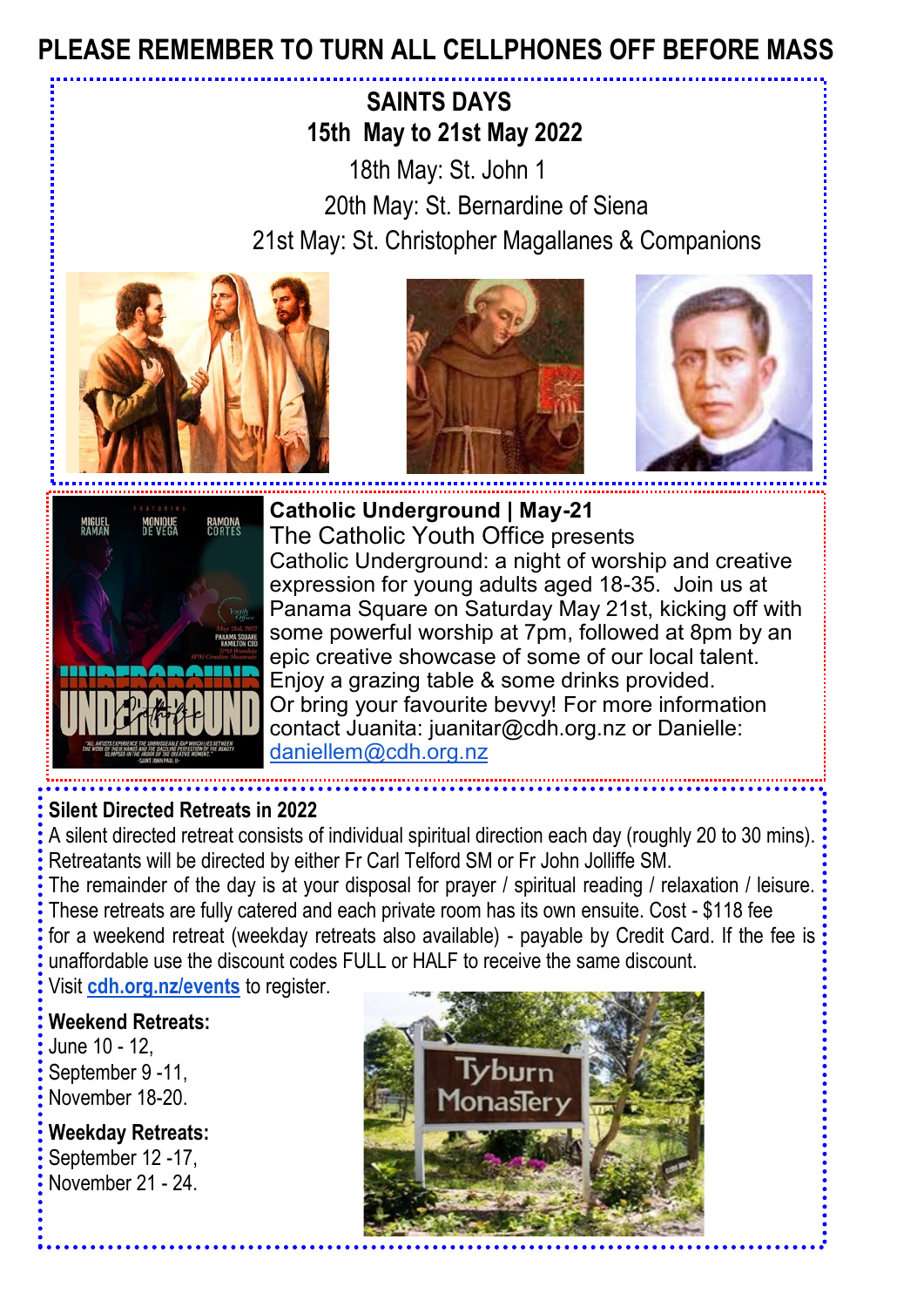**PLEASE REMEMBER TO TURN ALL CELLPHONES OFF BEFORE MASS**

## SAINTS DAYS
## 15th May to 21st May 2022

18th May: St. John 1

20th May: St. Bernardine of Siena

21st May: St. Christopher Magallanes & Companions

**Catholic Underground | May-21**

The Catholic Youth Office presents

Catholic Underground: a night of worship and creative expression for young adults aged 18-35. Join us at Panama Square on Saturday May 21st, kicking off with some powerful worship at 7pm, followed at 8pm by an epic creative showcase of some of our local talent. Enjoy a grazing table & some drinks provided. Or bring your favourite bevvy! For more information contact Juanita: juanitar@cdh.org.nz or Danielle: danielle m@cdh.org.nz

**Silent Directed Retreats in 2022**

A silent directed retreat consists of individual spiritual direction each day (roughly 20 to 30 mins). Retreatants will be directed by either Fr Carl Telford SM or Fr John Jolliffe SM.

The remainder of the day is at your disposal for prayer / spiritual reading / relaxation / leisure. These retreats are fully catered and each private room has its own ensuite. Cost - $118 fee for a weekend retreat (weekday retreats also available) - payable by Credit Card. If the fee is unaffordable use the discount codes FULL or HALF to receive the same discount.

Visit **cdh.org.nz/events** to register.

**Weekend Retreats:**

June 10 - 12,
September 9 -11,
November 18-20.

**Weekday Retreats:**

September 12 -17,
November 21 - 24.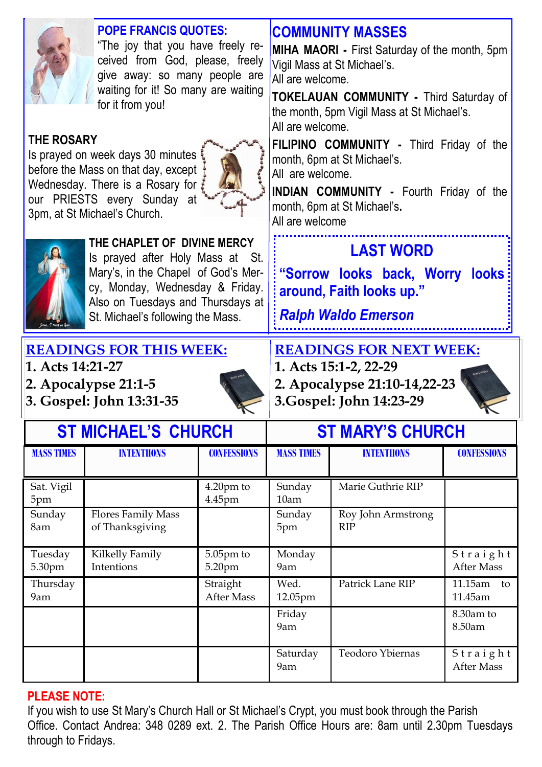## POPE FRANCIS QUOTES:

"The joy that you have freely received from God, please, freely give away: so many people are waiting for it! So many are waiting for it from you!

## THE ROSARY

Is prayed on week days 30 minutes before the Mass on that day, except Wednesday. There is a Rosary for our PRIESTS every Sunday at 3pm, at St Michael's Church.

## THE CHAPLET OF DIVINE MERCY

Is prayed after Holy Mass at St. Mary's, in the Chapel of God's Mercy, Monday, Wednesday & Friday. Also on Tuesdays and Thursdays at St. Michael's following the Mass.

## COMMUNITY MASSES

**MIHA MAORI -** First Saturday of the month, 5pm Vigil Mass at St Michael's.
All are welcome.

**TOKELAUAN COMMUNITY -** Third Saturday of the month, 5pm Vigil Mass at St Michael's.
All are welcome.

**FILIPINO COMMUNITY -** Third Friday of the month, 6pm at St Michael's.
All are welcome.

**INDIAN COMMUNITY -** Fourth Friday of the month, 6pm at St Michael's.
All are welcome

## LAST WORD

**"Sorrow looks back, Worry looks around, Faith looks up."**

***Ralph Waldo Emerson***

## READINGS FOR THIS WEEK:

**1. Acts 14:21-27**
**2. Apocalypse 21:1-5**
**3. Gospel: John 13:31-35**

## READINGS FOR NEXT WEEK:

**1. Acts 15:1-2, 22-29**
**2. Apocalypse 21:10-14,22-23**
**3.Gospel: John 14:23-29**

| ST MICHAEL'S CHURCH | | | ST MARY'S CHURCH | | |
|---|---|---|---|---|---|
| MASS TIMES | INTENTIONS | CONFESSIONS | MASS TIMES | INTENTIONS | CONFESSIONS |
| Sat. Vigil 5pm | | 4.20pm to 4.45pm | Sunday 10am | Marie Guthrie RIP | |
| Sunday 8am | Flores Family Mass of Thanksgiving | | Sunday 5pm | Roy John Armstrong RIP | |
| Tuesday 5.30pm | Kilkelly Family Intentions | 5.05pm to 5.20pm | Monday 9am | | Straight After Mass |
| Thursday 9am | | Straight After Mass | Wed. 12.05pm | Patrick Lane RIP | 11.15am to 11.45am |
| | | | Friday 9am | | 8.30am to 8.50am |
| | | | Saturday 9am | Teodoro Ybiernas | Straight After Mass |

**PLEASE NOTE:**
If you wish to use St Mary's Church Hall or St Michael's Crypt, you must book through the Parish Office. Contact Andrea: 348 0289 ext. 2. The Parish Office Hours are: 8am until 2.30pm Tuesdays through to Fridays.